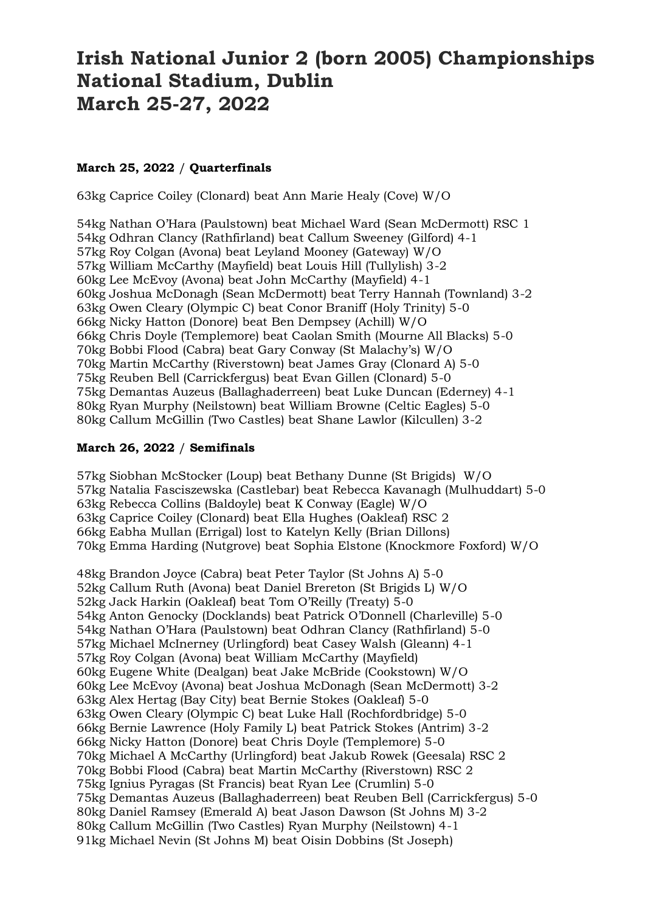# Irish National Junior 2 (born 2005) Championships National Stadium, Dublin March 25-27, 2022

**March 25, 2022 / Quarterfinals**

63kg Caprice Coiley (Clonard) beat Ann Marie Healy (Cove) W/O

54kg Nathan O'Hara (Paulstown) beat Michael Ward (Sean McDermott) RSC 1
54kg Odhran Clancy (Rathfirland) beat Callum Sweeney (Gilford) 4-1
57kg Roy Colgan (Avona) beat Leyland Mooney (Gateway) W/O
57kg William McCarthy (Mayfield) beat Louis Hill (Tullylish) 3-2
60kg Lee McEvoy (Avona) beat John McCarthy (Mayfield) 4-1
60kg Joshua McDonagh (Sean McDermott) beat Terry Hannah (Townland) 3-2
63kg Owen Cleary (Olympic C) beat Conor Braniff (Holy Trinity) 5-0
66kg Nicky Hatton (Donore) beat Ben Dempsey (Achill) W/O
66kg Chris Doyle (Templemore) beat Caolan Smith (Mourne All Blacks) 5-0
70kg Bobbi Flood (Cabra) beat Gary Conway (St Malachy's) W/O
70kg Martin McCarthy (Riverstown) beat James Gray (Clonard A) 5-0
75kg Reuben Bell (Carrickfergus) beat Evan Gillen (Clonard) 5-0
75kg Demantas Auzeus (Ballaghaderreen) beat Luke Duncan (Ederney) 4-1
80kg Ryan Murphy (Neilstown) beat William Browne (Celtic Eagles) 5-0
80kg Callum McGillin (Two Castles) beat Shane Lawlor (Kilcullen) 3-2

**March 26, 2022 / Semifinals**

57kg Siobhan McStocker (Loup) beat Bethany Dunne (St Brigids) W/O
57kg Natalia Fasciszewska (Castlebar) beat Rebecca Kavanagh (Mulhuddart) 5-0
63kg Rebecca Collins (Baldoyle) beat K Conway (Eagle) W/O
63kg Caprice Coiley (Clonard) beat Ella Hughes (Oakleaf) RSC 2
66kg Eabha Mullan (Errigal) lost to Katelyn Kelly (Brian Dillons)
70kg Emma Harding (Nutgrove) beat Sophia Elstone (Knockmore Foxford) W/O

48kg Brandon Joyce (Cabra) beat Peter Taylor (St Johns A) 5-0
52kg Callum Ruth (Avona) beat Daniel Brereton (St Brigids L) W/O
52kg Jack Harkin (Oakleaf) beat Tom O'Reilly (Treaty) 5-0
54kg Anton Genocky (Docklands) beat Patrick O'Donnell (Charleville) 5-0
54kg Nathan O'Hara (Paulstown) beat Odhran Clancy (Rathfirland) 5-0
57kg Michael McInerney (Urlingford) beat Casey Walsh (Gleann) 4-1
57kg Roy Colgan (Avona) beat William McCarthy (Mayfield)
60kg Eugene White (Dealgan) beat Jake McBride (Cookstown) W/O
60kg Lee McEvoy (Avona) beat Joshua McDonagh (Sean McDermott) 3-2
63kg Alex Hertag (Bay City) beat Bernie Stokes (Oakleaf) 5-0
63kg Owen Cleary (Olympic C) beat Luke Hall (Rochfordbridge) 5-0
66kg Bernie Lawrence (Holy Family L) beat Patrick Stokes (Antrim) 3-2
66kg Nicky Hatton (Donore) beat Chris Doyle (Templemore) 5-0
70kg Michael A McCarthy (Urlingford) beat Jakub Rowek (Geesala) RSC 2
70kg Bobbi Flood (Cabra) beat Martin McCarthy (Riverstown) RSC 2
75kg Ignius Pyragas (St Francis) beat Ryan Lee (Crumlin) 5-0
75kg Demantas Auzeus (Ballaghaderreen) beat Reuben Bell (Carrickfergus) 5-0
80kg Daniel Ramsey (Emerald A) beat Jason Dawson (St Johns M) 3-2
80kg Callum McGillin (Two Castles) Ryan Murphy (Neilstown) 4-1
91kg Michael Nevin (St Johns M) beat Oisin Dobbins (St Joseph)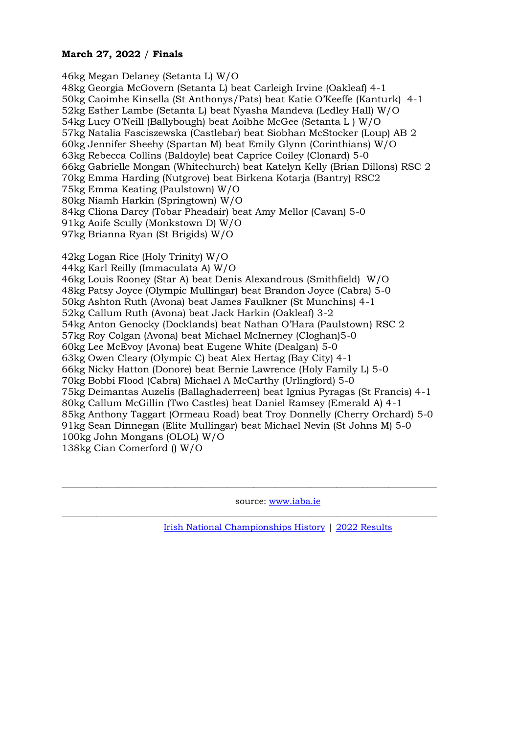**March 27, 2022 / Finals**

46kg Megan Delaney (Setanta L) W/O
48kg Georgia McGovern (Setanta L) beat Carleigh Irvine (Oakleaf) 4-1
50kg Caoimhe Kinsella (St Anthonys/Pats) beat Katie O'Keeffe (Kanturk) 4-1
52kg Esther Lambe (Setanta L) beat Nyasha Mandeva (Ledley Hall) W/O
54kg Lucy O'Neill (Ballybough) beat Aoibhe McGee (Setanta L ) W/O
57kg Natalia Fasciszewska (Castlebar) beat Siobhan McStocker (Loup) AB 2
60kg Jennifer Sheehy (Spartan M) beat Emily Glynn (Corinthians) W/O
63kg Rebecca Collins (Baldoyle) beat Caprice Coiley (Clonard) 5-0
66kg Gabrielle Mongan (Whitechurch) beat Katelyn Kelly (Brian Dillons) RSC 2
70kg Emma Harding (Nutgrove) beat Birkena Kotarja (Bantry) RSC2
75kg Emma Keating (Paulstown) W/O
80kg Niamh Harkin (Springtown) W/O
84kg Cliona Darcy (Tobar Pheadair) beat Amy Mellor (Cavan) 5-0
91kg Aoife Scully (Monkstown D) W/O
97kg Brianna Ryan (St Brigids) W/O

42kg Logan Rice (Holy Trinity) W/O
44kg Karl Reilly (Immaculata A) W/O
46kg Louis Rooney (Star A) beat Denis Alexandrous (Smithfield) W/O
48kg Patsy Joyce (Olympic Mullingar) beat Brandon Joyce (Cabra) 5-0
50kg Ashton Ruth (Avona) beat James Faulkner (St Munchins) 4-1
52kg Callum Ruth (Avona) beat Jack Harkin (Oakleaf) 3-2
54kg Anton Genocky (Docklands) beat Nathan O'Hara (Paulstown) RSC 2
57kg Roy Colgan (Avona) beat Michael McInerney (Cloghan)5-0
60kg Lee McEvoy (Avona) beat Eugene White (Dealgan) 5-0
63kg Owen Cleary (Olympic C) beat Alex Hertag (Bay City) 4-1
66kg Nicky Hatton (Donore) beat Bernie Lawrence (Holy Family L) 5-0
70kg Bobbi Flood (Cabra) Michael A McCarthy (Urlingford) 5-0
75kg Deimantas Auzelis (Ballaghaderreen) beat Ignius Pyragas (St Francis) 4-1
80kg Callum McGillin (Two Castles) beat Daniel Ramsey (Emerald A) 4-1
85kg Anthony Taggart (Ormeau Road) beat Troy Donnelly (Cherry Orchard) 5-0
91kg Sean Dinnegan (Elite Mullingar) beat Michael Nevin (St Johns M) 5-0
100kg John Mongans (OLOL) W/O
138kg Cian Comerford () W/O

---

source: www.iaba.ie

---

Irish National Championships History | 2022 Results